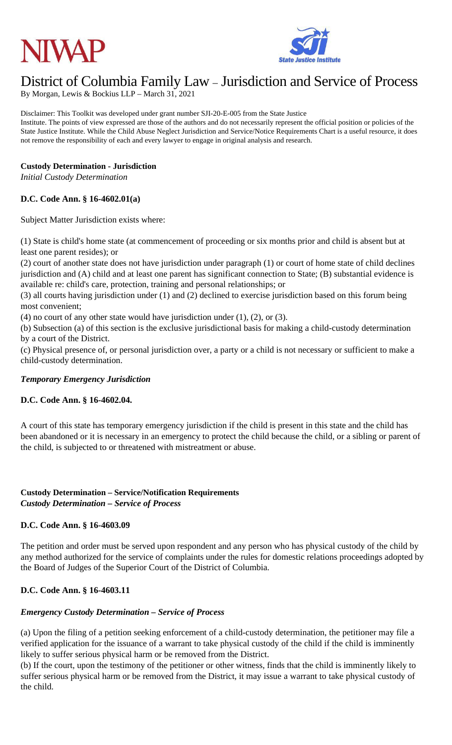# District of Columbia Family Law – Jurisdiction and Service of Process

By Morgan, Lewis & Bockius LLP – March 31, 2021

Disclaimer: This Toolkit was developed under grant number SJI-20-E-005 from the State Justice Institute. The points of view expressed are those of the authors and do not necessarily represent the official position or policies of the State Justice Institute. While the Child Abuse Neglect Jurisdiction and Service/Notice Requirements Chart is a useful resource, it does not remove the responsibility of each and every lawyer to engage in original analysis and research.

**Custody Determination - Jurisdiction**

*Initial Custody Determination*

**D.C. Code Ann. § 16-4602.01(a)**

Subject Matter Jurisdiction exists where:

(1) State is child's home state (at commencement of proceeding or six months prior and child is absent but at least one parent resides); or

(2) court of another state does not have jurisdiction under paragraph (1) or court of home state of child declines jurisdiction and (A) child and at least one parent has significant connection to State; (B) substantial evidence is available re: child's care, protection, training and personal relationships; or

(3) all courts having jurisdiction under (1) and (2) declined to exercise jurisdiction based on this forum being most convenient;

(4) no court of any other state would have jurisdiction under (1), (2), or (3).

(b) Subsection (a) of this section is the exclusive jurisdictional basis for making a child-custody determination by a court of the District.

(c) Physical presence of, or personal jurisdiction over, a party or a child is not necessary or sufficient to make a child-custody determination.

***Temporary Emergency Jurisdiction***

**D.C. Code Ann. § 16-4602.04.**

A court of this state has temporary emergency jurisdiction if the child is present in this state and the child has been abandoned or it is necessary in an emergency to protect the child because the child, or a sibling or parent of the child, is subjected to or threatened with mistreatment or abuse.

**Custody Determination – Service/Notification Requirements**

***Custody Determination – Service of Process***

**D.C. Code Ann. § 16-4603.09**

The petition and order must be served upon respondent and any person who has physical custody of the child by any method authorized for the service of complaints under the rules for domestic relations proceedings adopted by the Board of Judges of the Superior Court of the District of Columbia.

**D.C. Code Ann. § 16-4603.11**

***Emergency Custody Determination – Service of Process***

(a) Upon the filing of a petition seeking enforcement of a child-custody determination, the petitioner may file a verified application for the issuance of a warrant to take physical custody of the child if the child is imminently likely to suffer serious physical harm or be removed from the District.

(b) If the court, upon the testimony of the petitioner or other witness, finds that the child is imminently likely to suffer serious physical harm or be removed from the District, it may issue a warrant to take physical custody of the child.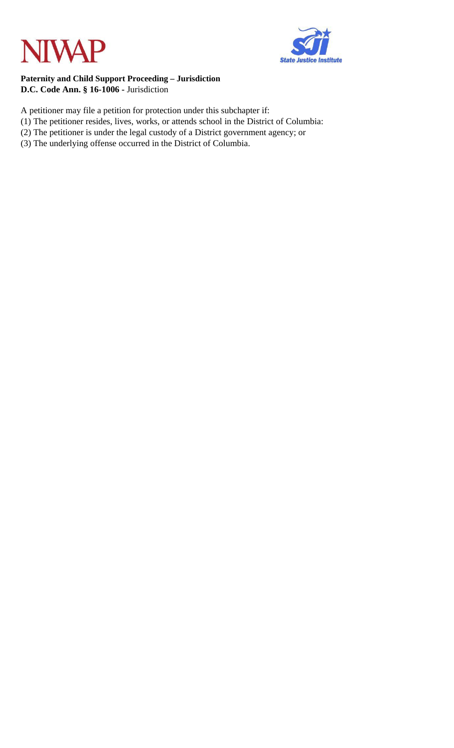**Paternity and Child Support Proceeding – Jurisdiction**
**D.C. Code Ann. § 16-1006 -** Jurisdiction

A petitioner may file a petition for protection under this subchapter if:
(1) The petitioner resides, lives, works, or attends school in the District of Columbia:
(2) The petitioner is under the legal custody of a District government agency; or
(3) The underlying offense occurred in the District of Columbia.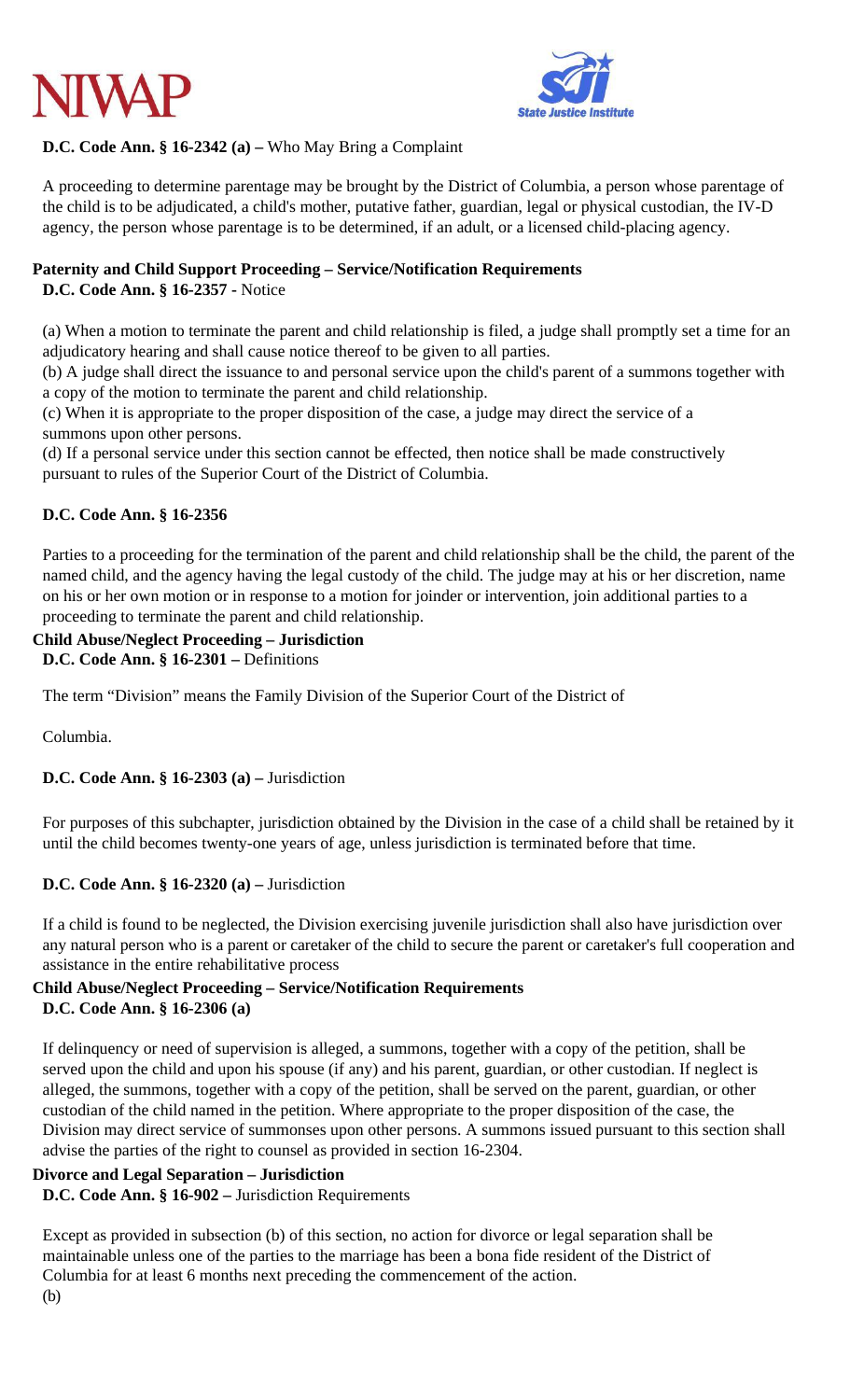**D.C. Code Ann. § 16-2342 (a) –** Who May Bring a Complaint

A proceeding to determine parentage may be brought by the District of Columbia, a person whose parentage of the child is to be adjudicated, a child's mother, putative father, guardian, legal or physical custodian, the IV-D agency, the person whose parentage is to be determined, if an adult, or a licensed child-placing agency.

**Paternity and Child Support Proceeding – Service/Notification Requirements**

**D.C. Code Ann. § 16-2357** - Notice

(a) When a motion to terminate the parent and child relationship is filed, a judge shall promptly set a time for an adjudicatory hearing and shall cause notice thereof to be given to all parties.
(b) A judge shall direct the issuance to and personal service upon the child's parent of a summons together with a copy of the motion to terminate the parent and child relationship.
(c) When it is appropriate to the proper disposition of the case, a judge may direct the service of a summons upon other persons.
(d) If a personal service under this section cannot be effected, then notice shall be made constructively pursuant to rules of the Superior Court of the District of Columbia.

**D.C. Code Ann. § 16-2356**

Parties to a proceeding for the termination of the parent and child relationship shall be the child, the parent of the named child, and the agency having the legal custody of the child. The judge may at his or her discretion, name on his or her own motion or in response to a motion for joinder or intervention, join additional parties to a proceeding to terminate the parent and child relationship.

**Child Abuse/Neglect Proceeding – Jurisdiction**

**D.C. Code Ann. § 16-2301 –** Definitions

The term "Division" means the Family Division of the Superior Court of the District of

Columbia.

**D.C. Code Ann. § 16-2303 (a) –** Jurisdiction

For purposes of this subchapter, jurisdiction obtained by the Division in the case of a child shall be retained by it until the child becomes twenty-one years of age, unless jurisdiction is terminated before that time.

**D.C. Code Ann. § 16-2320 (a) –** Jurisdiction

If a child is found to be neglected, the Division exercising juvenile jurisdiction shall also have jurisdiction over any natural person who is a parent or caretaker of the child to secure the parent or caretaker's full cooperation and assistance in the entire rehabilitative process

**Child Abuse/Neglect Proceeding – Service/Notification Requirements**

**D.C. Code Ann. § 16-2306 (a)**

If delinquency or need of supervision is alleged, a summons, together with a copy of the petition, shall be served upon the child and upon his spouse (if any) and his parent, guardian, or other custodian. If neglect is alleged, the summons, together with a copy of the petition, shall be served on the parent, guardian, or other custodian of the child named in the petition. Where appropriate to the proper disposition of the case, the Division may direct service of summonses upon other persons. A summons issued pursuant to this section shall advise the parties of the right to counsel as provided in section 16-2304.

**Divorce and Legal Separation – Jurisdiction**

**D.C. Code Ann. § 16-902 –** Jurisdiction Requirements

Except as provided in subsection (b) of this section, no action for divorce or legal separation shall be maintainable unless one of the parties to the marriage has been a bona fide resident of the District of Columbia for at least 6 months next preceding the commencement of the action.
(b)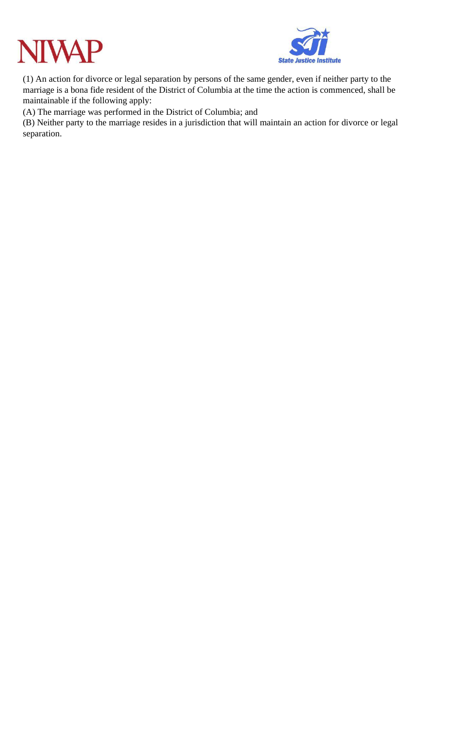(1) An action for divorce or legal separation by persons of the same gender, even if neither party to the marriage is a bona fide resident of the District of Columbia at the time the action is commenced, shall be maintainable if the following apply:

(A) The marriage was performed in the District of Columbia; and

(B) Neither party to the marriage resides in a jurisdiction that will maintain an action for divorce or legal separation.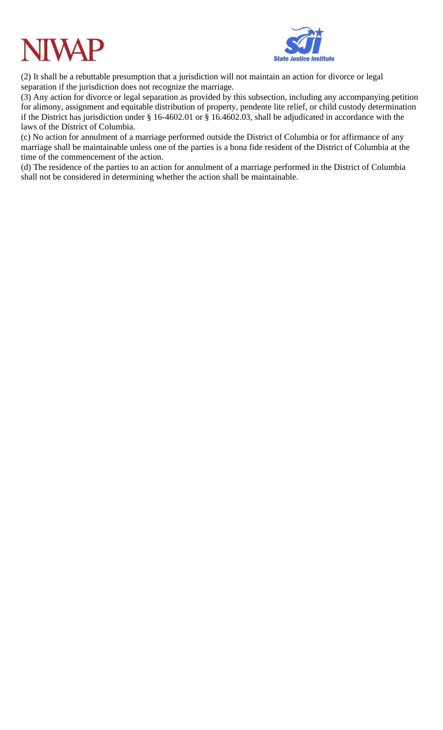(2) It shall be a rebuttable presumption that a jurisdiction will not maintain an action for divorce or legal separation if the jurisdiction does not recognize the marriage.

(3) Any action for divorce or legal separation as provided by this subsection, including any accompanying petition for alimony, assignment and equitable distribution of property, pendente lite relief, or child custody determination if the District has jurisdiction under § 16-4602.01 or § 16.4602.03, shall be adjudicated in accordance with the laws of the District of Columbia.

(c) No action for annulment of a marriage performed outside the District of Columbia or for affirmance of any marriage shall be maintainable unless one of the parties is a bona fide resident of the District of Columbia at the time of the commencement of the action.

(d) The residence of the parties to an action for annulment of a marriage performed in the District of Columbia shall not be considered in determining whether the action shall be maintainable.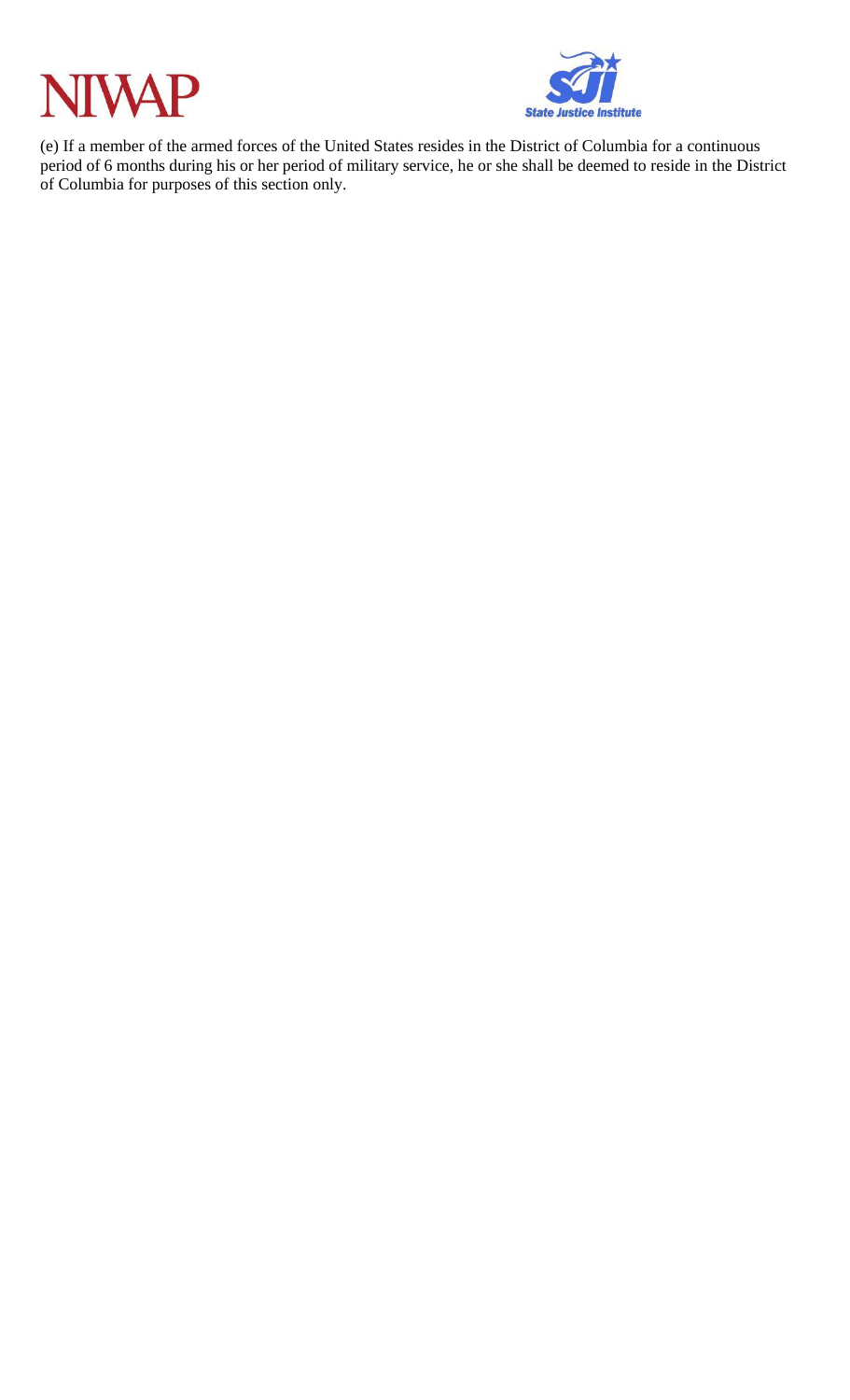(e) If a member of the armed forces of the United States resides in the District of Columbia for a continuous period of 6 months during his or her period of military service, he or she shall be deemed to reside in the District of Columbia for purposes of this section only.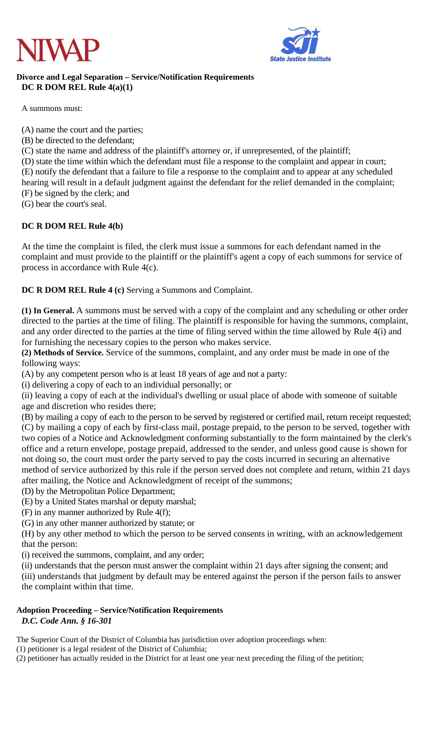**Divorce and Legal Separation – Service/Notification Requirements**
**DC R DOM REL Rule 4(a)(1)**

A summons must:

(A) name the court and the parties;
(B) be directed to the defendant;
(C) state the name and address of the plaintiff's attorney or, if unrepresented, of the plaintiff;
(D) state the time within which the defendant must file a response to the complaint and appear in court;
(E) notify the defendant that a failure to file a response to the complaint and to appear at any scheduled hearing will result in a default judgment against the defendant for the relief demanded in the complaint;
(F) be signed by the clerk; and
(G) bear the court's seal.

**DC R DOM REL Rule 4(b)**

At the time the complaint is filed, the clerk must issue a summons for each defendant named in the complaint and must provide to the plaintiff or the plaintiff's agent a copy of each summons for service of process in accordance with Rule 4(c).

**DC R DOM REL Rule 4 (c)** Serving a Summons and Complaint.

**(1) In General.** A summons must be served with a copy of the complaint and any scheduling or other order directed to the parties at the time of filing. The plaintiff is responsible for having the summons, complaint, and any order directed to the parties at the time of filing served within the time allowed by Rule 4(i) and for furnishing the necessary copies to the person who makes service.
**(2) Methods of Service.** Service of the summons, complaint, and any order must be made in one of the following ways:
(A) by any competent person who is at least 18 years of age and not a party:
(i) delivering a copy of each to an individual personally; or
(ii) leaving a copy of each at the individual's dwelling or usual place of abode with someone of suitable age and discretion who resides there;
(B) by mailing a copy of each to the person to be served by registered or certified mail, return receipt requested;
(C) by mailing a copy of each by first-class mail, postage prepaid, to the person to be served, together with two copies of a Notice and Acknowledgment conforming substantially to the form maintained by the clerk's office and a return envelope, postage prepaid, addressed to the sender, and unless good cause is shown for not doing so, the court must order the party served to pay the costs incurred in securing an alternative method of service authorized by this rule if the person served does not complete and return, within 21 days after mailing, the Notice and Acknowledgment of receipt of the summons;
(D) by the Metropolitan Police Department;
(E) by a United States marshal or deputy marshal;
(F) in any manner authorized by Rule 4(f);
(G) in any other manner authorized by statute; or
(H) by any other method to which the person to be served consents in writing, with an acknowledgement that the person:
(i) received the summons, complaint, and any order;
(ii) understands that the person must answer the complaint within 21 days after signing the consent; and
(iii) understands that judgment by default may be entered against the person if the person fails to answer the complaint within that time.

**Adoption Proceeding – Service/Notification Requirements**
***D.C. Code Ann. § 16-301***

The Superior Court of the District of Columbia has jurisdiction over adoption proceedings when:
(1) petitioner is a legal resident of the District of Columbia;
(2) petitioner has actually resided in the District for at least one year next preceding the filing of the petition;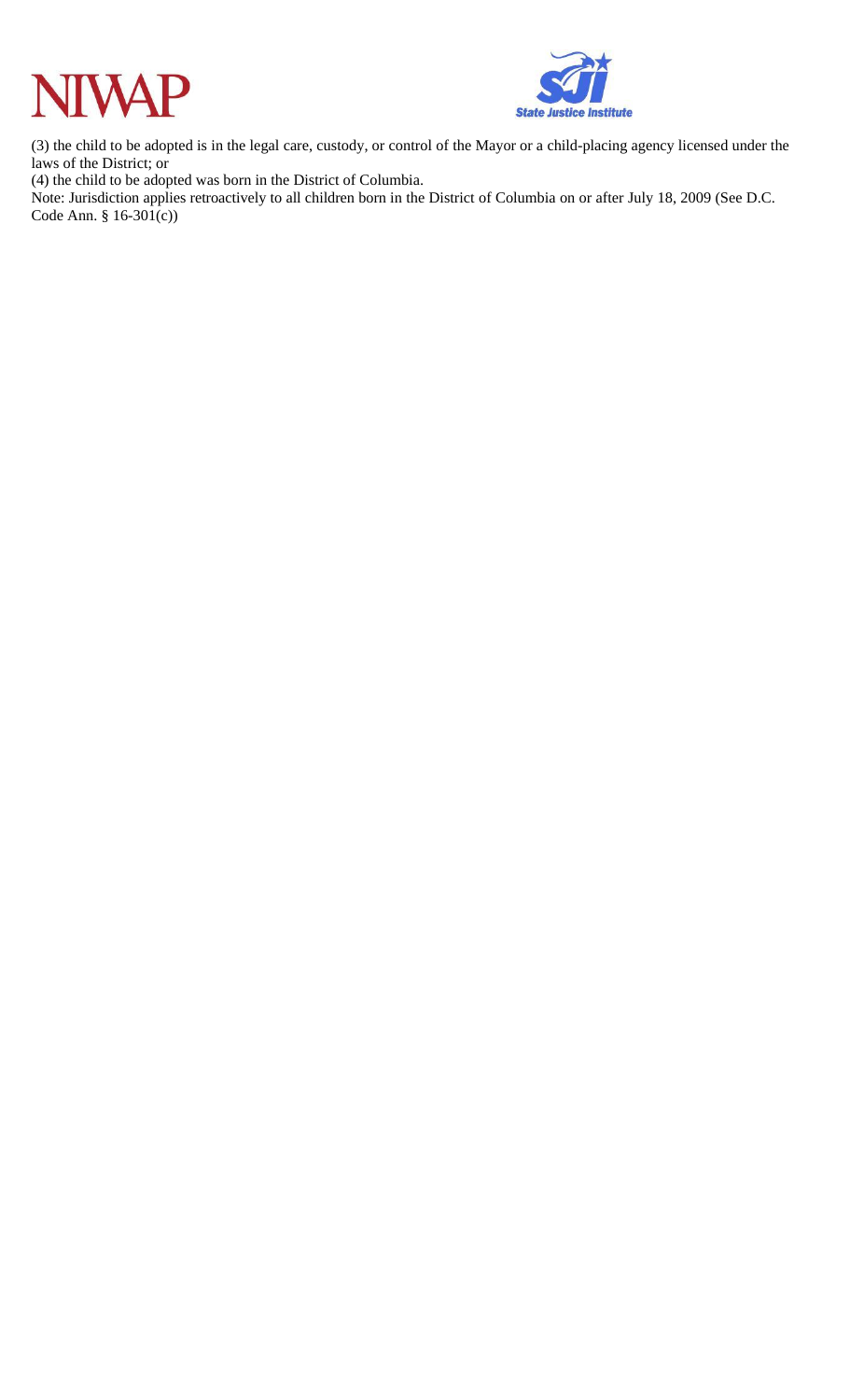(3) the child to be adopted is in the legal care, custody, or control of the Mayor or a child-placing agency licensed under the laws of the District; or

(4) the child to be adopted was born in the District of Columbia.

Note: Jurisdiction applies retroactively to all children born in the District of Columbia on or after July 18, 2009 (See D.C. Code Ann. § 16-301(c))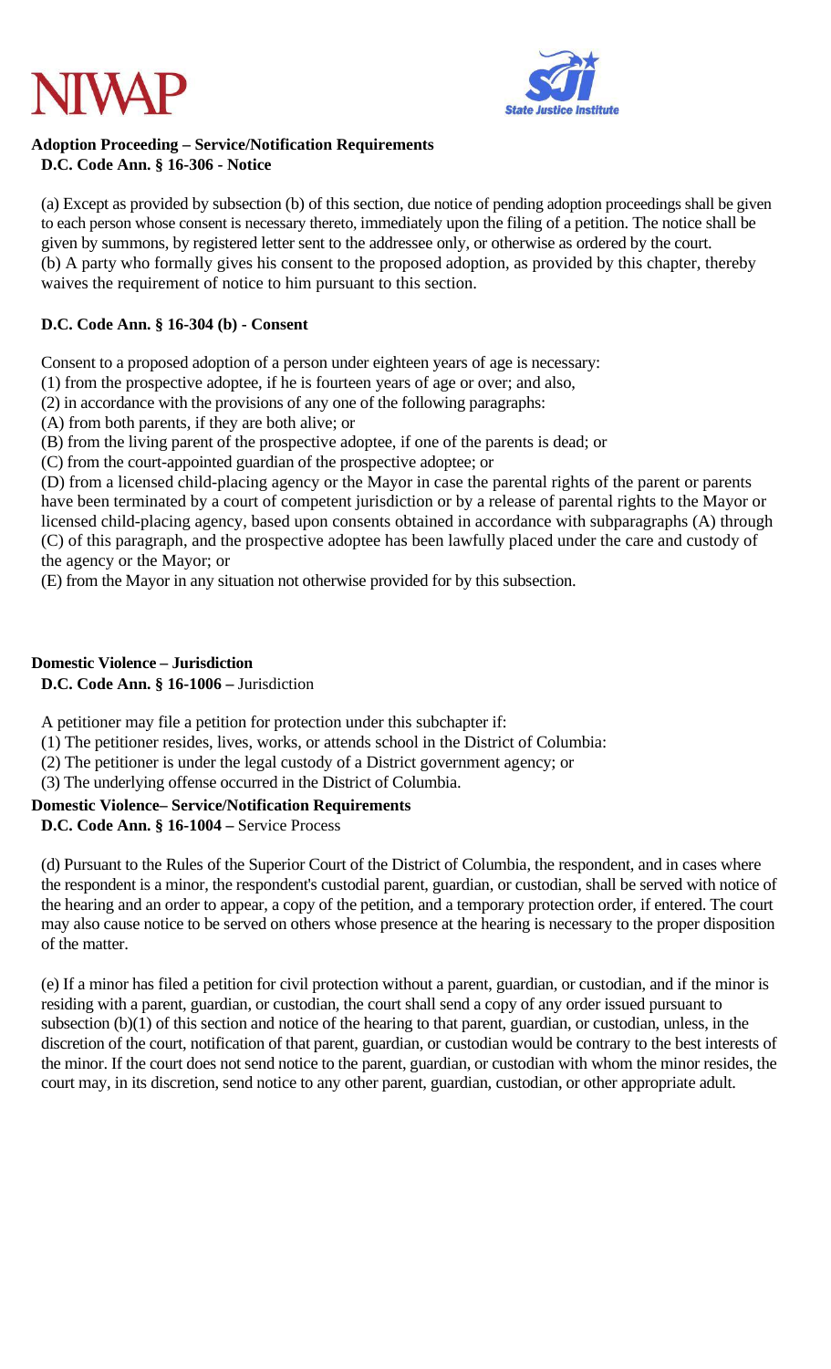**Adoption Proceeding – Service/Notification Requirements**

**D.C. Code Ann. § 16-306 - Notice**

(a) Except as provided by subsection (b) of this section, due notice of pending adoption proceedings shall be given to each person whose consent is necessary thereto, immediately upon the filing of a petition. The notice shall be given by summons, by registered letter sent to the addressee only, or otherwise as ordered by the court.
(b) A party who formally gives his consent to the proposed adoption, as provided by this chapter, thereby waives the requirement of notice to him pursuant to this section.

**D.C. Code Ann. § 16-304 (b) - Consent**

Consent to a proposed adoption of a person under eighteen years of age is necessary:
(1) from the prospective adoptee, if he is fourteen years of age or over; and also,
(2) in accordance with the provisions of any one of the following paragraphs:
(A) from both parents, if they are both alive; or
(B) from the living parent of the prospective adoptee, if one of the parents is dead; or
(C) from the court-appointed guardian of the prospective adoptee; or
(D) from a licensed child-placing agency or the Mayor in case the parental rights of the parent or parents have been terminated by a court of competent jurisdiction or by a release of parental rights to the Mayor or licensed child-placing agency, based upon consents obtained in accordance with subparagraphs (A) through (C) of this paragraph, and the prospective adoptee has been lawfully placed under the care and custody of the agency or the Mayor; or
(E) from the Mayor in any situation not otherwise provided for by this subsection.

**Domestic Violence – Jurisdiction**

**D.C. Code Ann. § 16-1006 –** Jurisdiction

A petitioner may file a petition for protection under this subchapter if:
(1) The petitioner resides, lives, works, or attends school in the District of Columbia:
(2) The petitioner is under the legal custody of a District government agency; or
(3) The underlying offense occurred in the District of Columbia.

**Domestic Violence– Service/Notification Requirements**

**D.C. Code Ann. § 16-1004 –** Service Process

(d) Pursuant to the Rules of the Superior Court of the District of Columbia, the respondent, and in cases where the respondent is a minor, the respondent's custodial parent, guardian, or custodian, shall be served with notice of the hearing and an order to appear, a copy of the petition, and a temporary protection order, if entered. The court may also cause notice to be served on others whose presence at the hearing is necessary to the proper disposition of the matter.

(e) If a minor has filed a petition for civil protection without a parent, guardian, or custodian, and if the minor is residing with a parent, guardian, or custodian, the court shall send a copy of any order issued pursuant to subsection (b)(1) of this section and notice of the hearing to that parent, guardian, or custodian, unless, in the discretion of the court, notification of that parent, guardian, or custodian would be contrary to the best interests of the minor. If the court does not send notice to the parent, guardian, or custodian with whom the minor resides, the court may, in its discretion, send notice to any other parent, guardian, custodian, or other appropriate adult.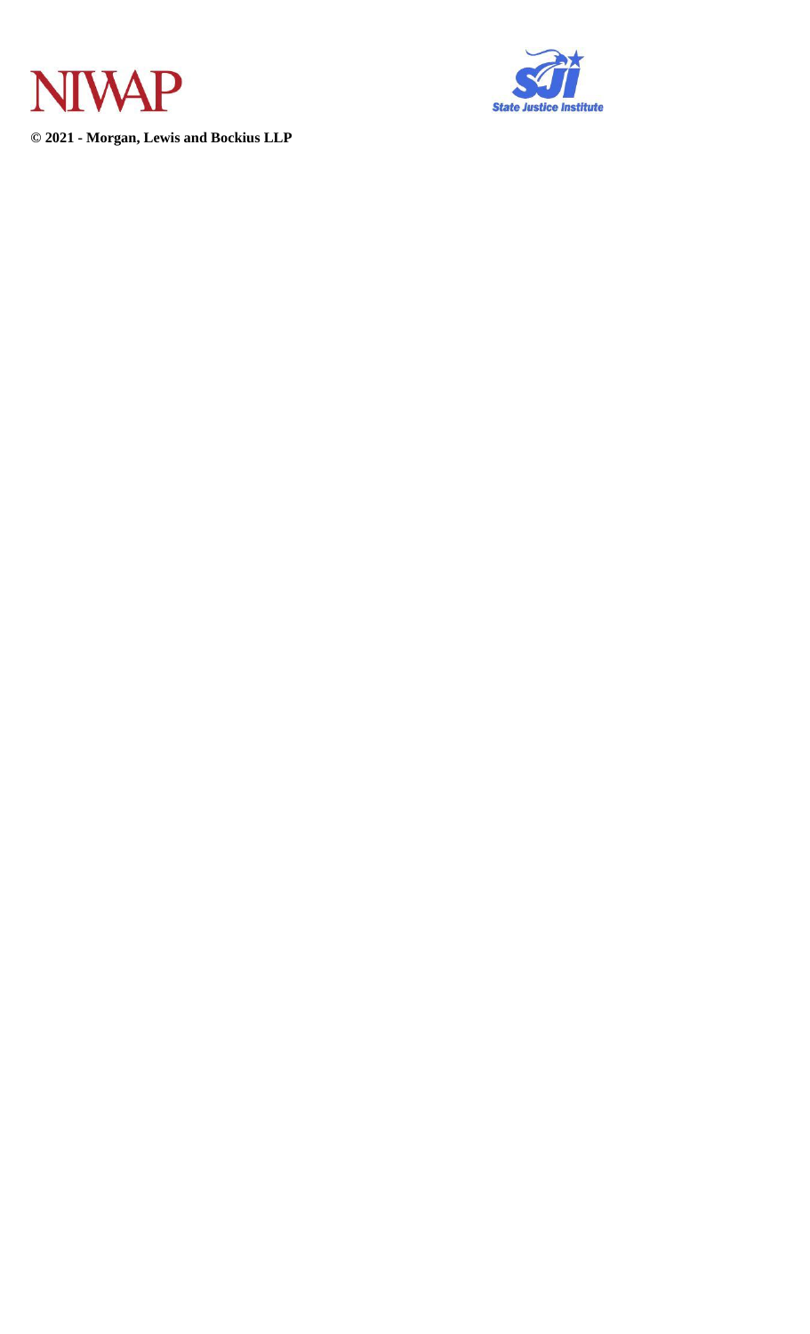NIWAP

State Justice Institute

**© 2021 - Morgan, Lewis and Bockius LLP**